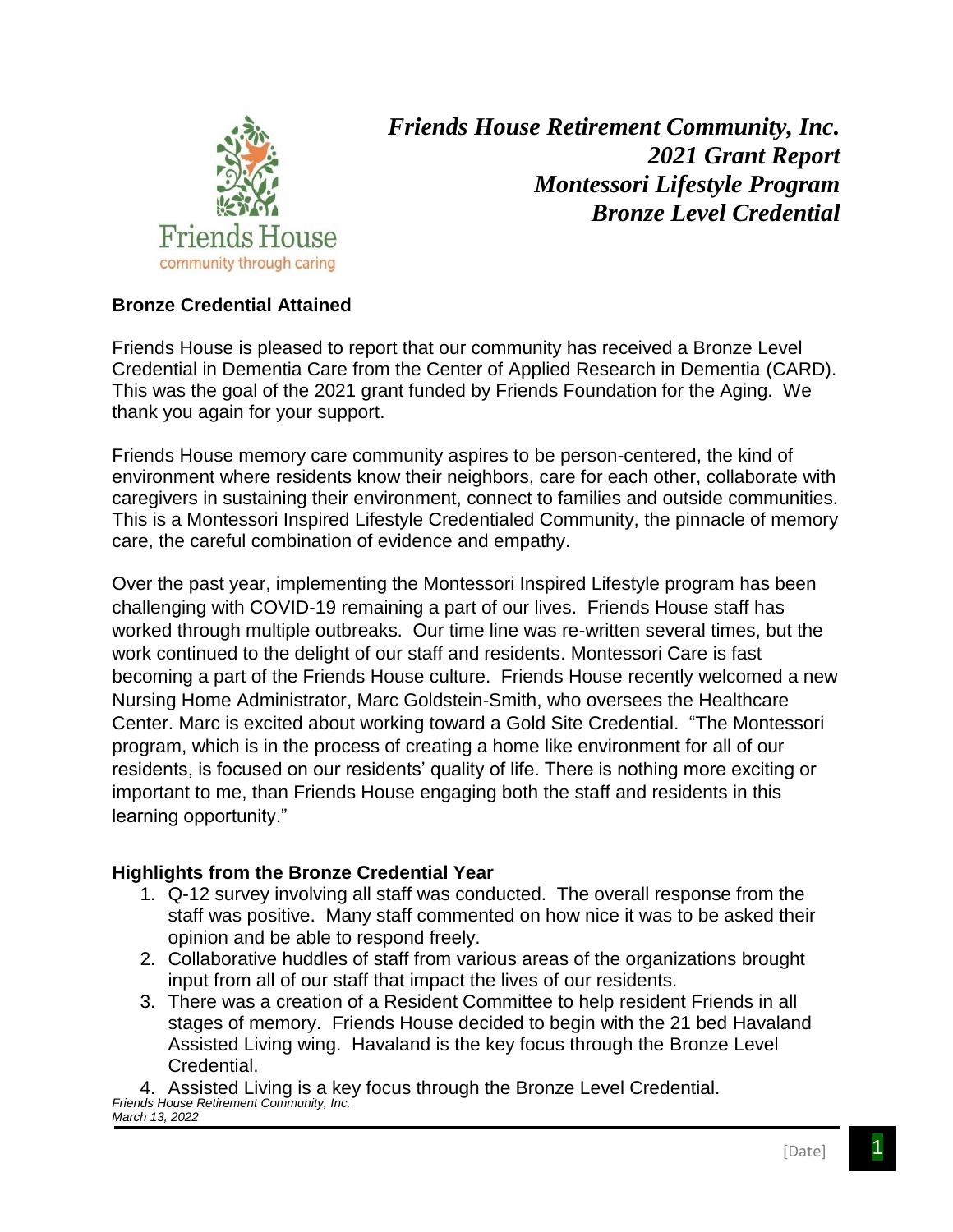***Friends House Retirement Community, Inc.***
***2021 Grant Report***
***Montessori Lifestyle Program***
***Bronze Level Credential***

**Bronze Credential Attained**

Friends House is pleased to report that our community has received a Bronze Level Credential in Dementia Care from the Center of Applied Research in Dementia (CARD). This was the goal of the 2021 grant funded by Friends Foundation for the Aging. We thank you again for your support.

Friends House memory care community aspires to be person-centered, the kind of environment where residents know their neighbors, care for each other, collaborate with caregivers in sustaining their environment, connect to families and outside communities. This is a Montessori Inspired Lifestyle Credentialed Community, the pinnacle of memory care, the careful combination of evidence and empathy.

Over the past year, implementing the Montessori Inspired Lifestyle program has been challenging with COVID-19 remaining a part of our lives. Friends House staff has worked through multiple outbreaks. Our time line was re-written several times, but the work continued to the delight of our staff and residents. Montessori Care is fast becoming a part of the Friends House culture. Friends House recently welcomed a new Nursing Home Administrator, Marc Goldstein-Smith, who oversees the Healthcare Center. Marc is excited about working toward a Gold Site Credential. "The Montessori program, which is in the process of creating a home like environment for all of our residents, is focused on our residents' quality of life. There is nothing more exciting or important to me, than Friends House engaging both the staff and residents in this learning opportunity."

**Highlights from the Bronze Credential Year**

1. Q-12 survey involving all staff was conducted. The overall response from the staff was positive. Many staff commented on how nice it was to be asked their opinion and be able to respond freely.
2. Collaborative huddles of staff from various areas of the organizations brought input from all of our staff that impact the lives of our residents.
3. There was a creation of a Resident Committee to help resident Friends in all stages of memory. Friends House decided to begin with the 21 bed Havaland Assisted Living wing. Havaland is the key focus through the Bronze Level Credential.
4. Assisted Living is a key focus through the Bronze Level Credential.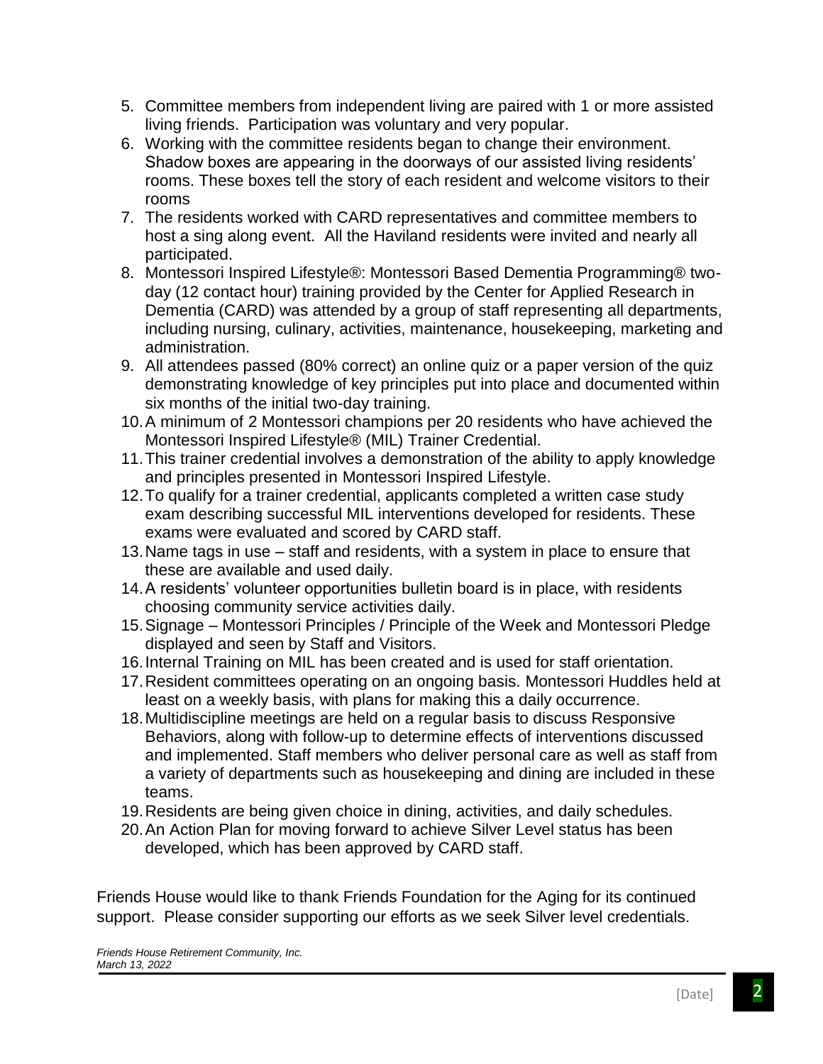5. Committee members from independent living are paired with 1 or more assisted living friends. Participation was voluntary and very popular.
6. Working with the committee residents began to change their environment. Shadow boxes are appearing in the doorways of our assisted living residents' rooms. These boxes tell the story of each resident and welcome visitors to their rooms
7. The residents worked with CARD representatives and committee members to host a sing along event. All the Haviland residents were invited and nearly all participated.
8. Montessori Inspired Lifestyle®: Montessori Based Dementia Programming® two-day (12 contact hour) training provided by the Center for Applied Research in Dementia (CARD) was attended by a group of staff representing all departments, including nursing, culinary, activities, maintenance, housekeeping, marketing and administration.
9. All attendees passed (80% correct) an online quiz or a paper version of the quiz demonstrating knowledge of key principles put into place and documented within six months of the initial two-day training.
10. A minimum of 2 Montessori champions per 20 residents who have achieved the Montessori Inspired Lifestyle® (MIL) Trainer Credential.
11. This trainer credential involves a demonstration of the ability to apply knowledge and principles presented in Montessori Inspired Lifestyle.
12. To qualify for a trainer credential, applicants completed a written case study exam describing successful MIL interventions developed for residents. These exams were evaluated and scored by CARD staff.
13. Name tags in use – staff and residents, with a system in place to ensure that these are available and used daily.
14. A residents' volunteer opportunities bulletin board is in place, with residents choosing community service activities daily.
15. Signage – Montessori Principles / Principle of the Week and Montessori Pledge displayed and seen by Staff and Visitors.
16. Internal Training on MIL has been created and is used for staff orientation.
17. Resident committees operating on an ongoing basis. Montessori Huddles held at least on a weekly basis, with plans for making this a daily occurrence.
18. Multidiscipline meetings are held on a regular basis to discuss Responsive Behaviors, along with follow-up to determine effects of interventions discussed and implemented. Staff members who deliver personal care as well as staff from a variety of departments such as housekeeping and dining are included in these teams.
19. Residents are being given choice in dining, activities, and daily schedules.
20. An Action Plan for moving forward to achieve Silver Level status has been developed, which has been approved by CARD staff.

Friends House would like to thank Friends Foundation for the Aging for its continued support. Please consider supporting our efforts as we seek Silver level credentials.

*Friends House Retirement Community, Inc.*
*March 13, 2022*